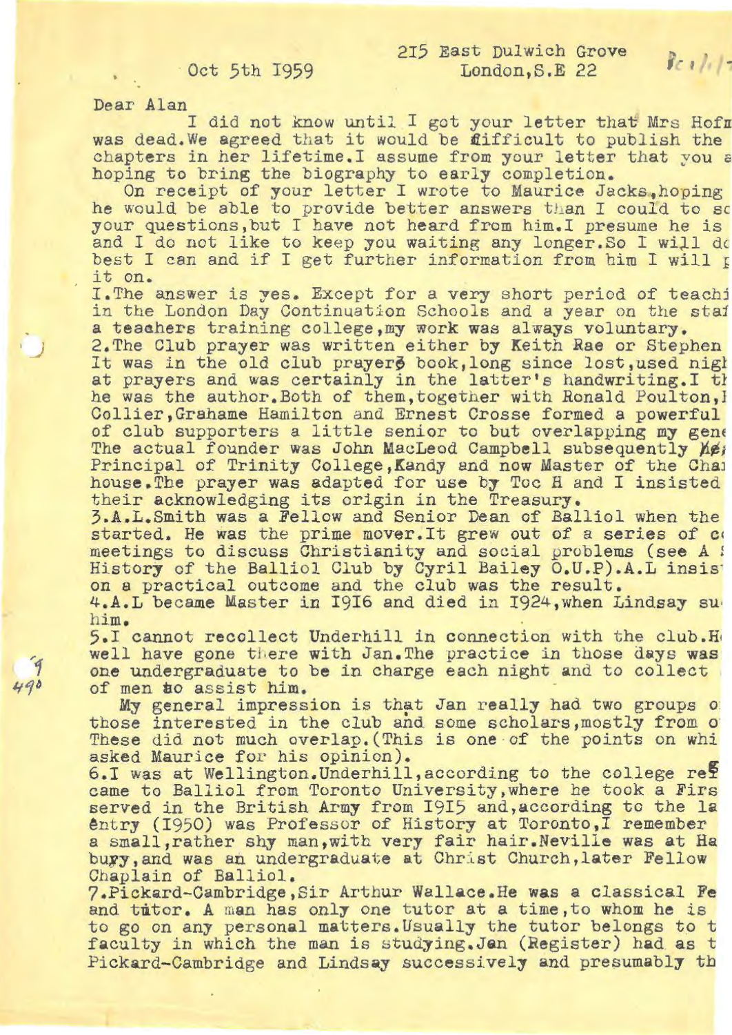Oct 5th 1959

215 East Dulwich Grove
London, S.E 22

Dear Alan

I did not know until I got your letter that Mrs Hofm was dead. We agreed that it would be difficult to publish the chapters in her lifetime. I assume from your letter that you a hoping to bring the biography to early completion.

On receipt of your letter I wrote to Maurice Jacks, hoping he would be able to provide better answers than I could to sc your questions, but I have not heard from him. I presume he is and I do not like to keep you waiting any longer. So I will dc best I can and if I get further information from him I will p it on.

1. The answer is yes. Except for a very short period of teachi in the London Day Continuation Schools and a year on the staf a teachers training college, my work was always voluntary.

2. The Club prayer was written either by Keith Rae or Stephen It was in the old club prayers book, long since lost, used nigh at prayers and was certainly in the latter's handwriting. I th he was the author. Both of them, together with Ronald Poulton, I Collier, Grahame Hamilton and Ernest Crosse formed a powerful of club supporters a little senior to but overlapping my gene The actual founder was John MacLeod Campbell subsequently ~~Re~~ Principal of Trinity College, Kandy and now Master of the Char house. The prayer was adapted for use by Toc H and I insisted their acknowledging its origin in the Treasury.

3. A.L. Smith was a Fellow and Senior Dean of Balliol when the started. He was the prime mover. It grew out of a series of c meetings to discuss Christianity and social problems (see A History of the Balliol Club by Cyril Bailey O.U.P). A.L insis on a practical outcome and the club was the result.

4. A.L became Master in 1916 and died in 1924, when Lindsay su him.

5. I cannot recollect Underhill in connection with the club. H well have gone there with Jan. The practice in those days was one undergraduate to be in charge each night and to collect of men to assist him.

My general impression is that Jan really had two groups o those interested in the club and some scholars, mostly from o These did not much overlap. (This is one of the points on whi asked Maurice for his opinion).

6. I was at Wellington. Underhill, according to the college reg came to Balliol from Toronto University, where he took a Firs served in the British Army from 1915 and, according to the la entry (1950) was Professor of History at Toronto, I remember a small, rather shy man, with very fair hair. Neville was at Ha bury, and was an undergraduate at Christ Church, later Fellow Chaplain of Balliol.

7. Pickard-Cambridge, Sir Arthur Wallace. He was a classical Fe and tutor. A man has only one tutor at a time, to whom he is to go on any personal matters. Usually the tutor belongs to t faculty in which the man is studying. Jan (Register) had as t Pickard-Cambridge and Lindsay successively and presumably th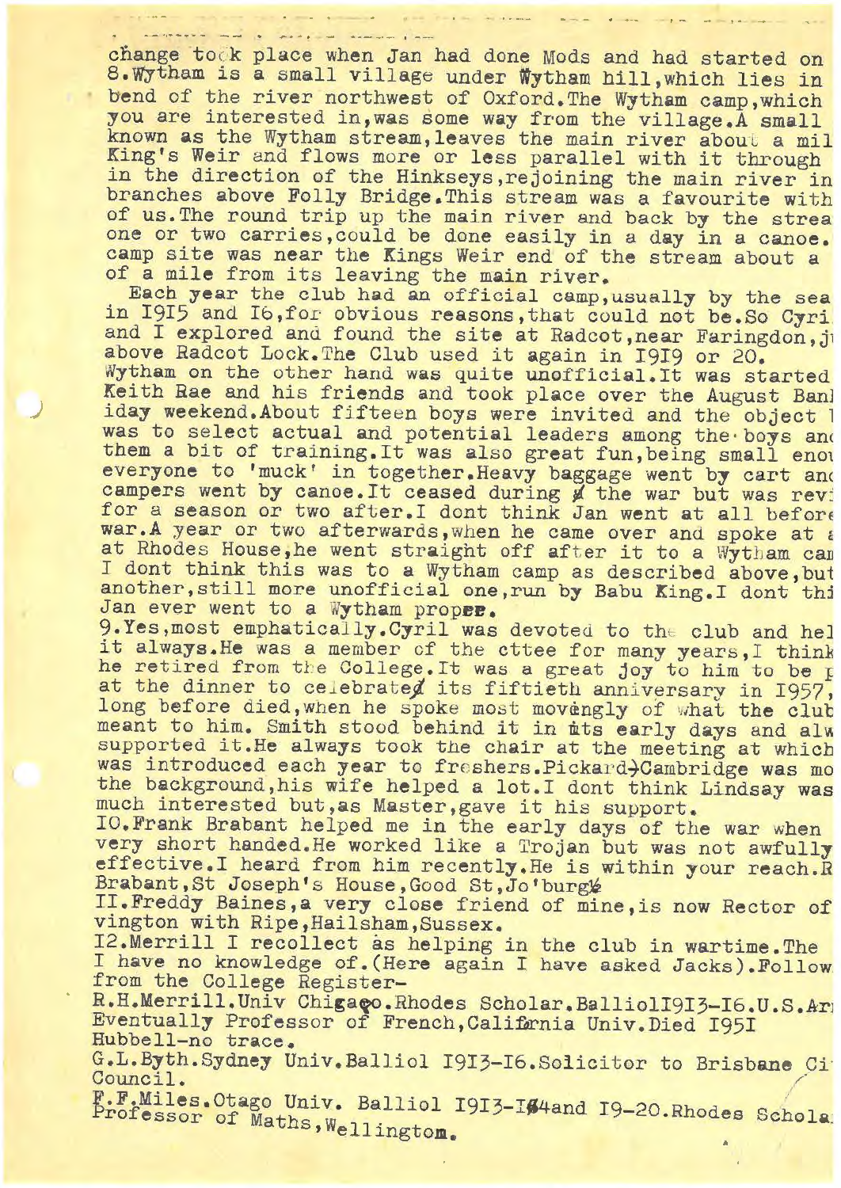change took place when Jan had done Mods and had started on
8.Wytham is a small village under Wytham hill,which lies in bend of the river northwest of Oxford.The Wytham camp,which you are interested in,was some way from the village.A small known as the Wytham stream,leaves the main river about a mil King's Weir and flows more or less parallel with it through in the direction of the Hinkseys,rejoining the main river in branches above Folly Bridge.This stream was a favourite with of us.The round trip up the main river and back by the strea one or two carries,could be done easily in a day in a canoe. camp site was near the Kings Weir end of the stream about a of a mile from its leaving the main river.

Each year the club had an official camp,usually by the sea in 1915 and 16,for obvious reasons,that could not be.So Cyri and I explored and found the site at Radcot,near Faringdon,j above Radcot Lock.The Club used it again in 1919 or 20. Wytham on the other hand was quite unofficial.It was started Keith Rae and his friends and took place over the August Ban iday weekend.About fifteen boys were invited and the object was to select actual and potential leaders among the boys an them a bit of training.It was also great fun,being small eno everyone to 'muck' in together.Heavy baggage went by cart an campers went by canoe.It ceased during the war but was rev for a season or two after.I dont think Jan went at all befor war.A year or two afterwards,when he came over and spoke at at Rhodes House,he went straight off after it to a Wytham ca I dont think this was to a Wytham camp as described above,but another,still more unofficial one,run by Babu King.I dont thi Jan ever went to a Wytham proper.

9.Yes,most emphatically.Cyril was devoted to the club and hel it always.He was a member of the cttee for many years,I think he retired from the College.It was a great joy to him to be at the dinner to celebrate its fiftieth anniversary in 1957, long before died,when he spoke most movingly of what the club meant to him. Smith stood behind it in its early days and alw supported it.He always took the chair at the meeting at which was introduced each year to freshers.Pickard-Cambridge was mo the background,his wife helped a lot.I dont think Lindsay was much interested but,as Master,gave it his support.

10.Frank Brabant helped me in the early days of the war when very short handed.He worked like a Trojan but was not awfully effective.I heard from him recently.He is within your reach.R Brabant,St Joseph's House,Good St,Jo'burg

11.Freddy Baines,a very close friend of mine,is now Rector of vington with Ripe,Hailsham,Sussex.

12.Merrill I recollect as helping in the club in wartime.The I have no knowledge of.(Here again I have asked Jacks).Follow from the College Register-
R.H.Merrill.Univ Chicago.Rhodes Scholar.Balliol1913-16.U.S.Ar Eventually Professor of French,California Univ.Died 1951
Hubbell-no trace.
G.L.Byth.Sydney Univ.Balliol 1913-16.Solicitor to Brisbane Ci Council.
F.F.Miles.Otago Univ. Balliol 1913-14and 19-20.Rhodes Schola Professor of Maths,Wellington.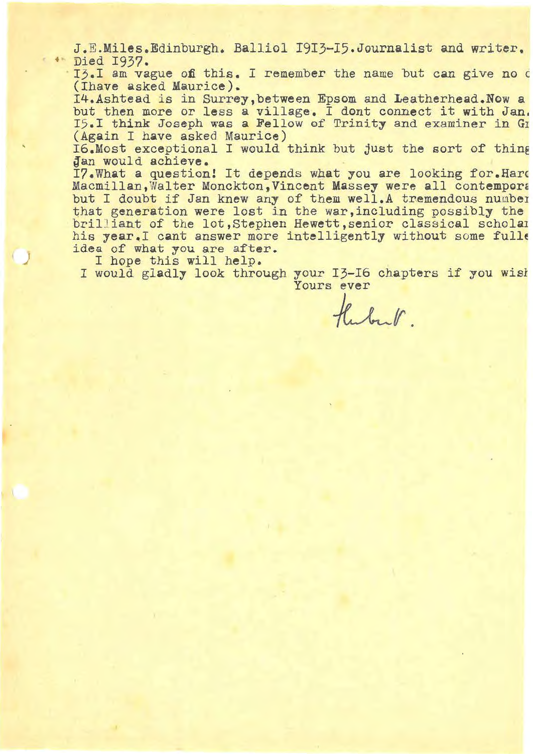J.E.Miles.Edinburgh. Balliol I9I3-I5.Journalist and writer. Died I937.

I3.I am vague on this. I remember the name but can give no c (Ihave asked Maurice).

I4.Ashtead is in Surrey,between Epsom and Leatherhead.Now a but then more or less a village. I dont connect it with Jan.

I5.I think Joseph was a Fellow of Trinity and examiner in Gr (Again I have asked Maurice)

I6.Most exceptional I would think but just the sort of thing Jan would achieve.

I7.What a question! It depends what you are looking for.Harc Macmillan,Walter Monckton,Vincent Massey were all contempora but I doubt if Jan knew any of them well.A tremendous number that generation were lost in the war,including possibly the brilliant of the lot,Stephen Hewett,senior classical scholar his year.I cant answer more intelligently without some fulle idea of what you are after.

I hope this will help.

I would gladly look through your I3-I6 chapters if you wish

Yours ever

Hubert.